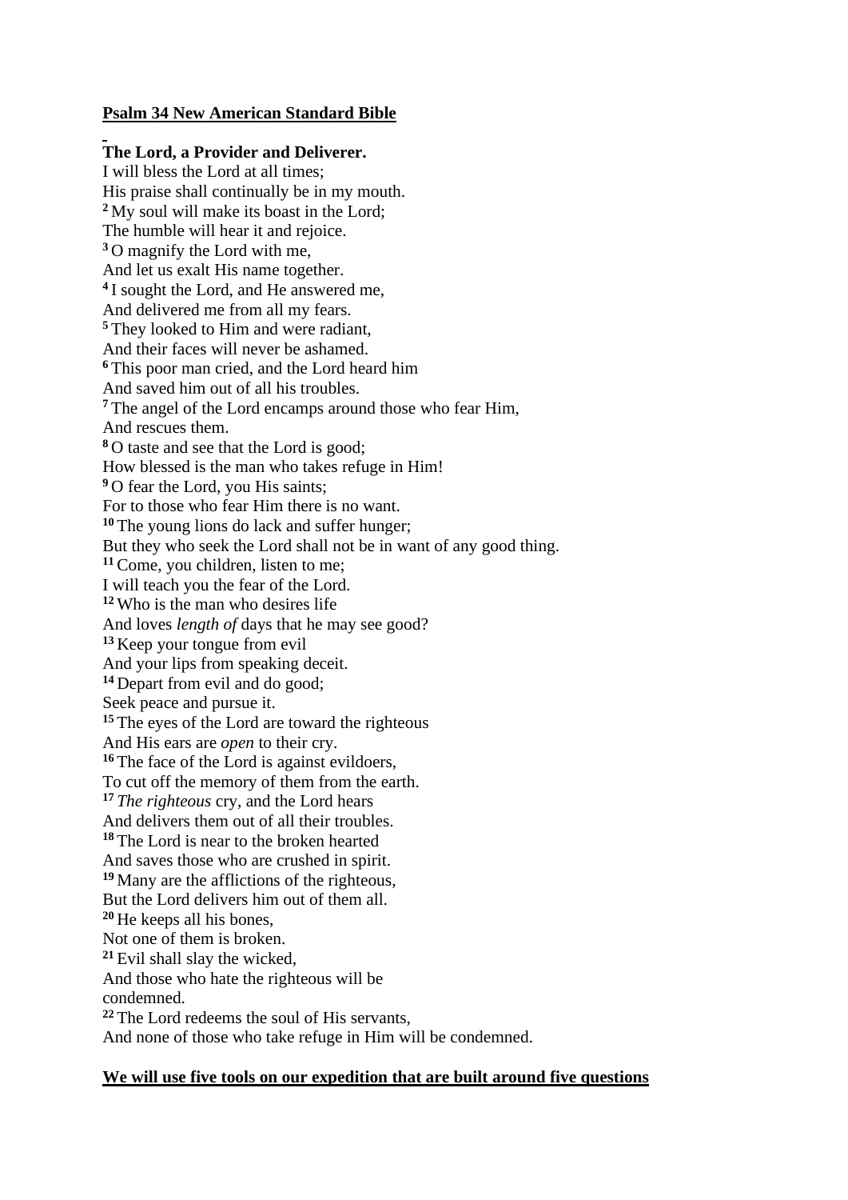**Psalm 34 New American Standard Bible**

**The Lord, a Provider and Deliverer.**

I will bless the Lord at all times;
His praise shall continually be in my mouth.
[2] My soul will make its boast in the Lord;
The humble will hear it and rejoice.
[3] O magnify the Lord with me,
And let us exalt His name together.
[4] I sought the Lord, and He answered me,
And delivered me from all my fears.
[5] They looked to Him and were radiant,
And their faces will never be ashamed.
[6] This poor man cried, and the Lord heard him
And saved him out of all his troubles.
[7] The angel of the Lord encamps around those who fear Him,
And rescues them.
[8] O taste and see that the Lord is good;
How blessed is the man who takes refuge in Him!
[9] O fear the Lord, you His saints;
For to those who fear Him there is no want.
[10] The young lions do lack and suffer hunger;
But they who seek the Lord shall not be in want of any good thing.
[11] Come, you children, listen to me;
I will teach you the fear of the Lord.
[12] Who is the man who desires life
And loves *length of* days that he may see good?
[13] Keep your tongue from evil
And your lips from speaking deceit.
[14] Depart from evil and do good;
Seek peace and pursue it.
[15] The eyes of the Lord are toward the righteous
And His ears are *open* to their cry.
[16] The face of the Lord is against evildoers,
To cut off the memory of them from the earth.
[17] *The righteous* cry, and the Lord hears
And delivers them out of all their troubles.
[18] The Lord is near to the broken hearted
And saves those who are crushed in spirit.
[19] Many are the afflictions of the righteous,
But the Lord delivers him out of them all.
[20] He keeps all his bones,
Not one of them is broken.
[21] Evil shall slay the wicked,
And those who hate the righteous will be
condemned.
[22] The Lord redeems the soul of His servants,
And none of those who take refuge in Him will be condemned.

**We will use five tools on our expedition that are built around five questions**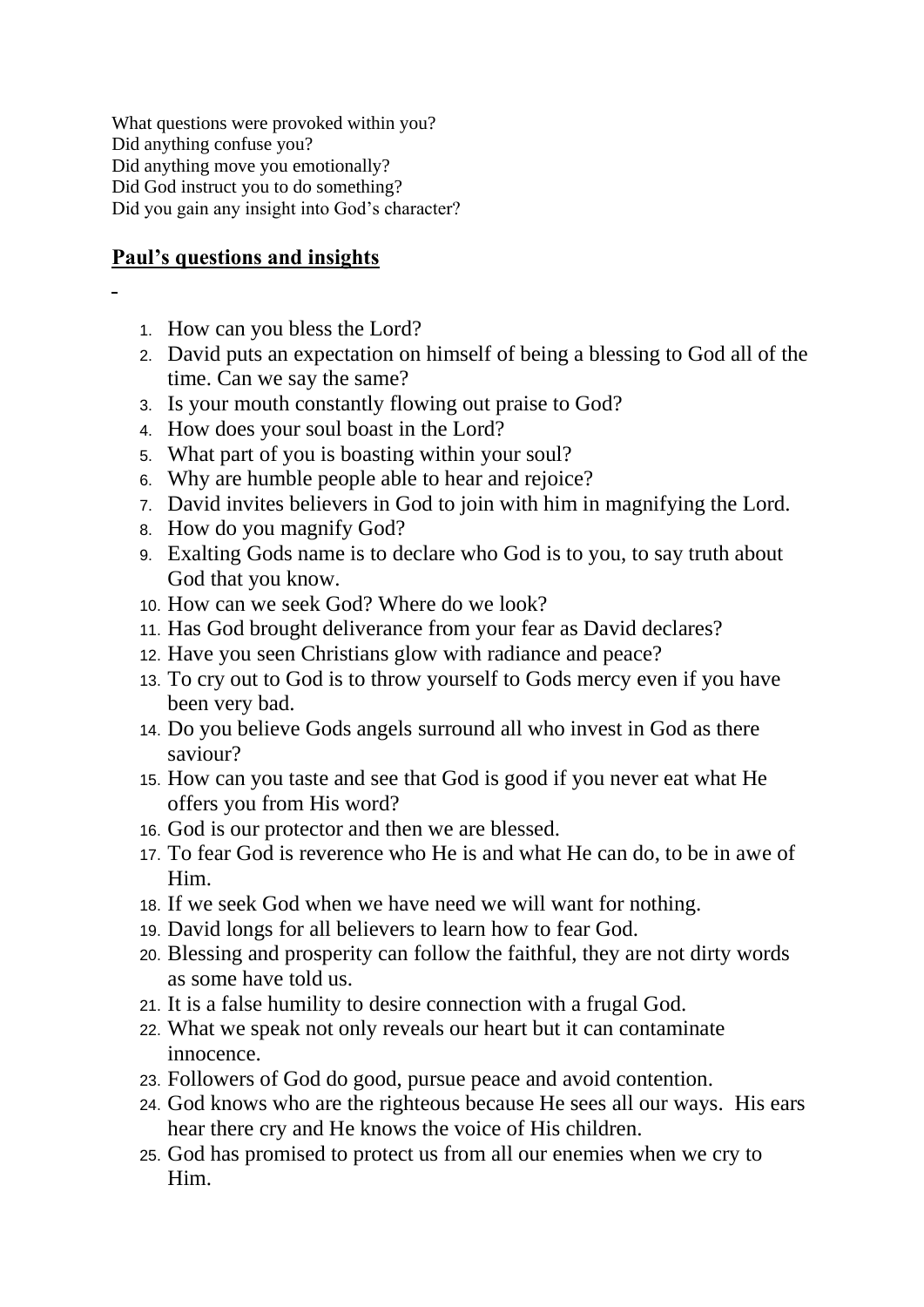What questions were provoked within you?
Did anything confuse you?
Did anything move you emotionally?
Did God instruct you to do something?
Did you gain any insight into God's character?

## **Paul's questions and insights**

1. How can you bless the Lord?
2. David puts an expectation on himself of being a blessing to God all of the time. Can we say the same?
3. Is your mouth constantly flowing out praise to God?
4. How does your soul boast in the Lord?
5. What part of you is boasting within your soul?
6. Why are humble people able to hear and rejoice?
7. David invites believers in God to join with him in magnifying the Lord.
8. How do you magnify God?
9. Exalting Gods name is to declare who God is to you, to say truth about God that you know.
10. How can we seek God? Where do we look?
11. Has God brought deliverance from your fear as David declares?
12. Have you seen Christians glow with radiance and peace?
13. To cry out to God is to throw yourself to Gods mercy even if you have been very bad.
14. Do you believe Gods angels surround all who invest in God as there saviour?
15. How can you taste and see that God is good if you never eat what He offers you from His word?
16. God is our protector and then we are blessed.
17. To fear God is reverence who He is and what He can do, to be in awe of Him.
18. If we seek God when we have need we will want for nothing.
19. David longs for all believers to learn how to fear God.
20. Blessing and prosperity can follow the faithful, they are not dirty words as some have told us.
21. It is a false humility to desire connection with a frugal God.
22. What we speak not only reveals our heart but it can contaminate innocence.
23. Followers of God do good, pursue peace and avoid contention.
24. God knows who are the righteous because He sees all our ways. His ears hear there cry and He knows the voice of His children.
25. God has promised to protect us from all our enemies when we cry to Him.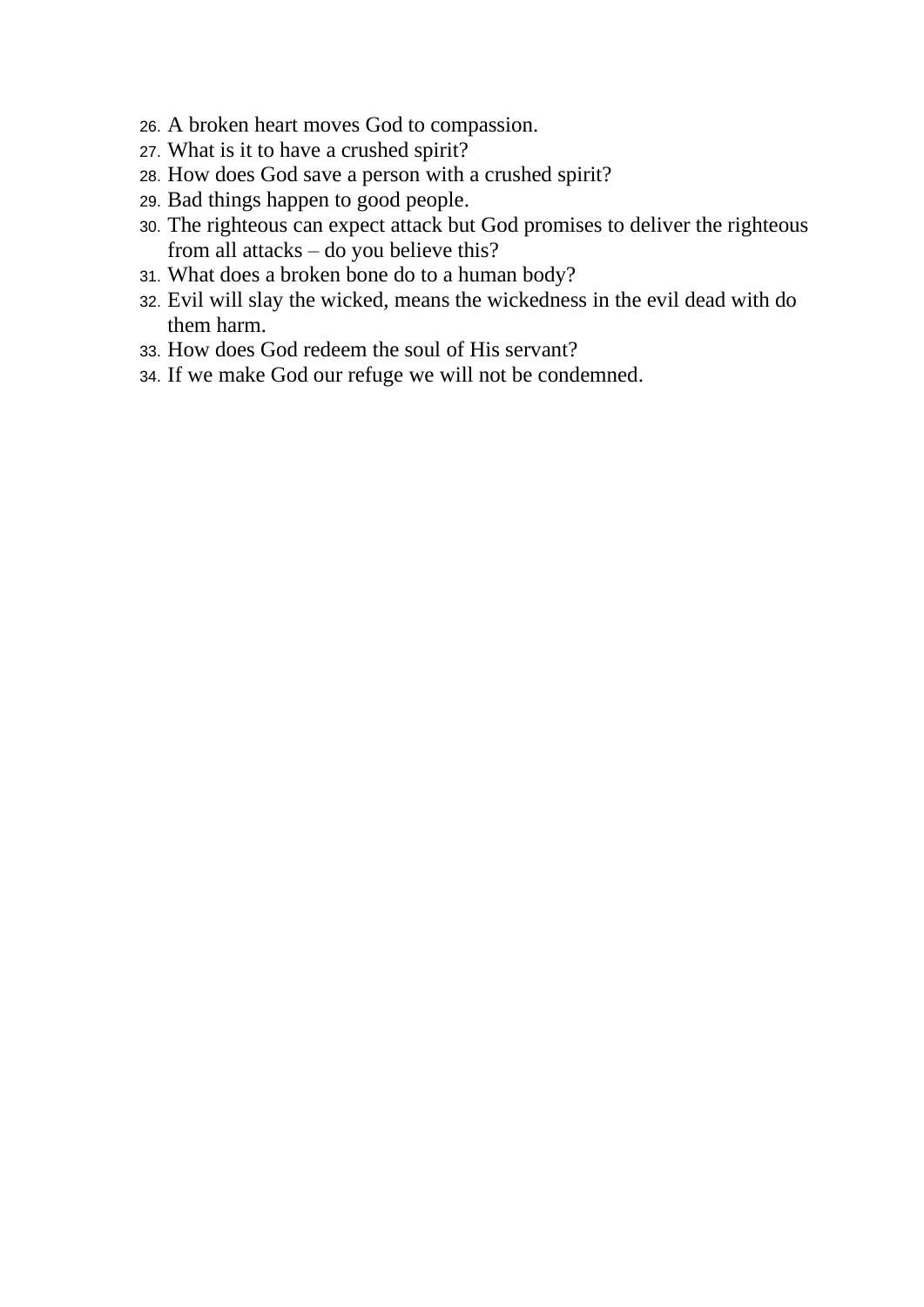26. A broken heart moves God to compassion.
27. What is it to have a crushed spirit?
28. How does God save a person with a crushed spirit?
29. Bad things happen to good people.
30. The righteous can expect attack but God promises to deliver the righteous from all attacks – do you believe this?
31. What does a broken bone do to a human body?
32. Evil will slay the wicked, means the wickedness in the evil dead with do them harm.
33. How does God redeem the soul of His servant?
34. If we make God our refuge we will not be condemned.